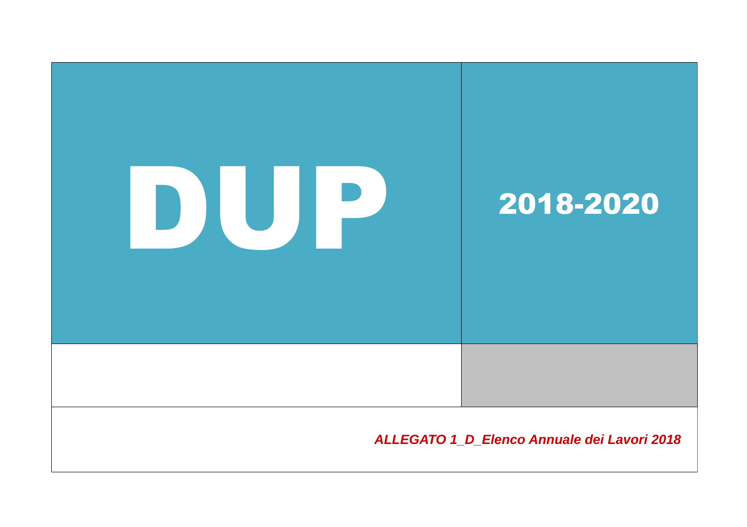# DUP

## 2018-2020

***ALLEGATO 1_D_Elenco Annuale dei Lavori 2018***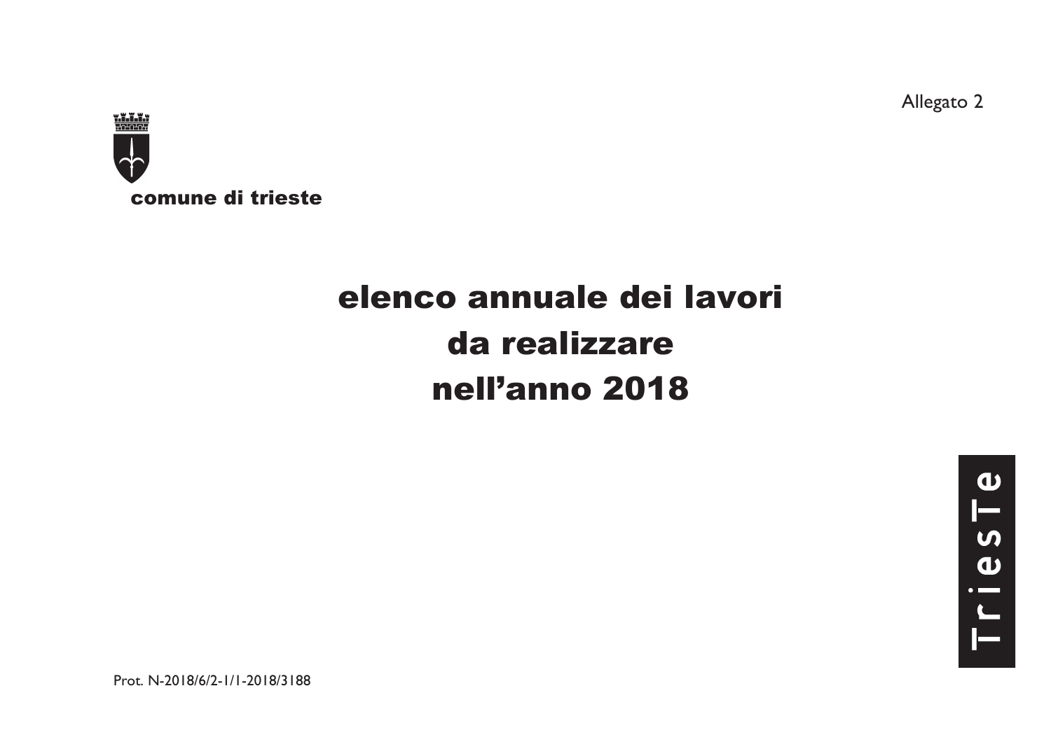Allegato 2

comune di trieste

# elenco annuale dei lavori da realizzare nell'anno 2018

TriesTe

Prot. N-2018/6/2-1/1-2018/3188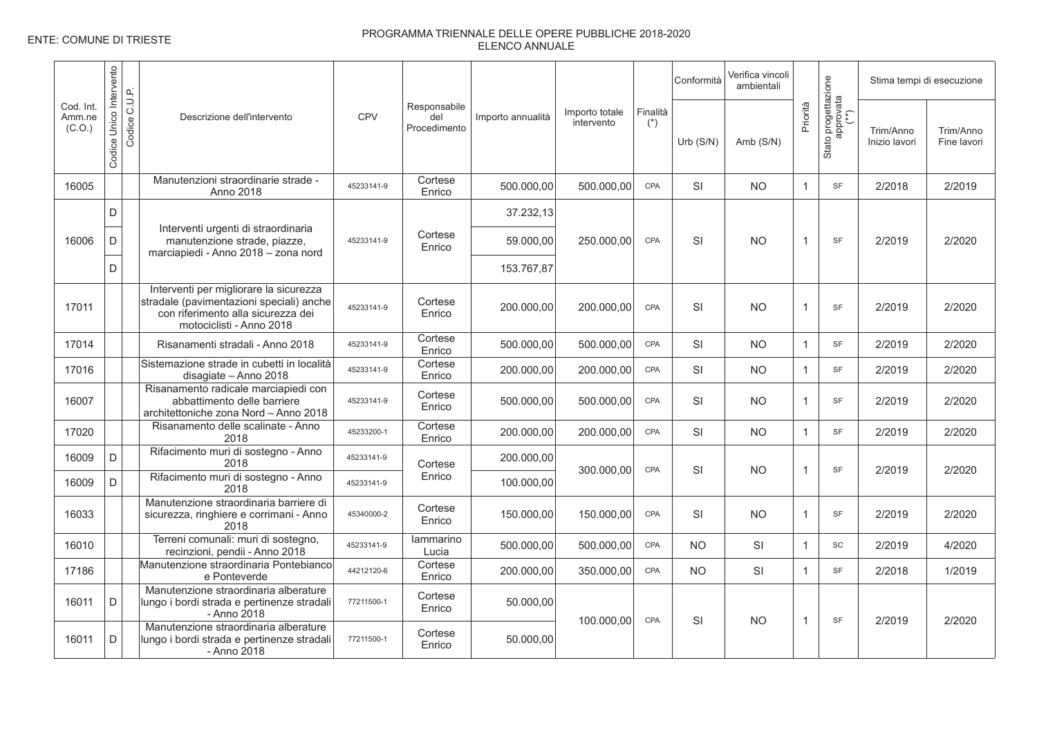ENTE: COMUNE DI TRIESTE

# PROGRAMMA TRIENNALE DELLE OPERE PUBBLICHE 2018-2020
## ELENCO ANNUALE

| Cod. Int. Amm.ne (C.O.) | Codice Unico Intervento | Codice C.U.P. | Descrizione dell'intervento | CPV | Responsabile del Procedimento | Importo annualità | Importo totale intervento | Finalità (*) | Conformità | Verifica vincoli ambientali | Priorità | Stato progettazione approvata (**) | Stima tempi di esecuzione | |
|---|---|---|---|---|---|---|---|---|---|---|---|---|---|---|
| | | | | | | | | | Urb (S/N) | Amb (S/N) | | | Trim/Anno Inizio lavori | Trim/Anno Fine lavori |
| 16005 | | | Manutenzioni straordinarie strade - Anno 2018 | 45233141-9 | Cortese Enrico | 500.000,00 | 500.000,00 | CPA | SI | NO | 1 | SF | 2/2018 | 2/2019 |
| 16006 | D | | Interventi urgenti di straordinaria manutenzione strade, piazze, marciapiedi - Anno 2018 – zona nord | 45233141-9 | Cortese Enrico | 37.232,13 | 250.000,00 | CPA | SI | NO | 1 | SF | 2/2019 | 2/2020 |
| | D | | | | | 59.000,00 | | | | | | | | |
| | D | | | | | 153.767,87 | | | | | | | | |
| 17011 | | | Interventi per migliorare la sicurezza stradale (pavimentazioni speciali) anche con riferimento alla sicurezza dei motociclisti - Anno 2018 | 45233141-9 | Cortese Enrico | 200.000,00 | 200.000,00 | CPA | SI | NO | 1 | SF | 2/2019 | 2/2020 |
| 17014 | | | Risanamenti stradali - Anno 2018 | 45233141-9 | Cortese Enrico | 500.000,00 | 500.000,00 | CPA | SI | NO | 1 | SF | 2/2019 | 2/2020 |
| 17016 | | | Sistemazione strade in cubetti in località disagiate – Anno 2018 | 45233141-9 | Cortese Enrico | 200.000,00 | 200.000,00 | CPA | SI | NO | 1 | SF | 2/2019 | 2/2020 |
| 16007 | | | Risanamento radicale marciapiedi con abbattimento delle barriere architettoniche zona Nord – Anno 2018 | 45233141-9 | Cortese Enrico | 500.000,00 | 500.000,00 | CPA | SI | NO | 1 | SF | 2/2019 | 2/2020 |
| 17020 | | | Risanamento delle scalinate - Anno 2018 | 45233200-1 | Cortese Enrico | 200.000,00 | 200.000,00 | CPA | SI | NO | 1 | SF | 2/2019 | 2/2020 |
| 16009 | D | | Rifacimento muri di sostegno - Anno 2018 | 45233141-9 | Cortese Enrico | 200.000,00 | 300.000,00 | CPA | SI | NO | 1 | SF | 2/2019 | 2/2020 |
| 16009 | D | | Rifacimento muri di sostegno - Anno 2018 | 45233141-9 | | 100.000,00 | | | | | | | | |
| 16033 | | | Manutenzione straordinaria barriere di sicurezza, ringhiere e corrimani - Anno 2018 | 45340000-2 | Cortese Enrico | 150.000,00 | 150.000,00 | CPA | SI | NO | 1 | SF | 2/2019 | 2/2020 |
| 16010 | | | Terreni comunali: muri di sostegno, recinzioni, pendii - Anno 2018 | 45233141-9 | Iammarino Lucia | 500.000,00 | 500.000,00 | CPA | NO | SI | 1 | SC | 2/2019 | 4/2020 |
| 17186 | | | Manutenzione straordinaria Pontebianco e Ponteverde | 44212120-6 | Cortese Enrico | 200.000,00 | 350.000,00 | CPA | NO | SI | 1 | SF | 2/2018 | 1/2019 |
| 16011 | D | | Manutenzione straordinaria alberature lungo i bordi strada e pertinenze stradali - Anno 2018 | 77211500-1 | Cortese Enrico | 50.000,00 | 100.000,00 | CPA | SI | NO | 1 | SF | 2/2019 | 2/2020 |
| 16011 | D | | Manutenzione straordinaria alberature lungo i bordi strada e pertinenze stradali - Anno 2018 | 77211500-1 | Cortese Enrico | 50.000,00 | | | | | | | | |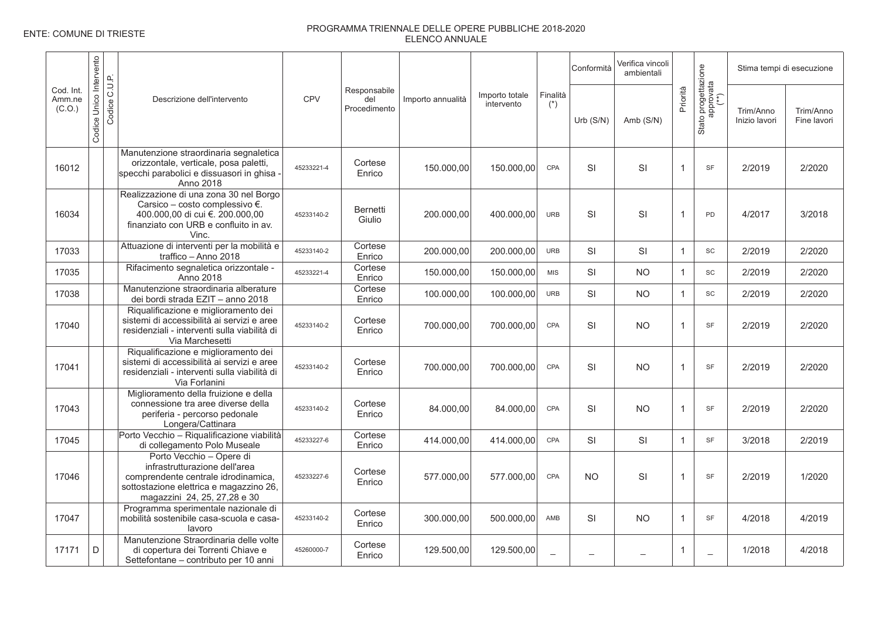ENTE: COMUNE DI TRIESTE

PROGRAMMA TRIENNALE DELLE OPERE PUBBLICHE 2018-2020
ELENCO ANNUALE

| Cod. Int. Amm.ne (C.O.) | Codice Unico Intervento | Codice C.U.P. | Descrizione dell'intervento | CPV | Responsabile del Procedimento | Importo annualità | Importo totale intervento | Finalità (*) | Conformità | Verifica vincoli ambientali | Priorità | Stato progettazione approvata (**) | Stima tempi di esecuzione | |
|---|---|---|---|---|---|---|---|---|---|---|---|---|---|---|
| | | | | | | | | | Urb (S/N) | Amb (S/N) | | | Trim/Anno Inizio lavori | Trim/Anno Fine lavori |
| 16012 | | | Manutenzione straordinaria segnaletica orizzontale, verticale, posa paletti, specchi parabolici e dissuasori in ghisa - Anno 2018 | 45233221-4 | Cortese Enrico | 150.000,00 | 150.000,00 | CPA | SI | SI | 1 | SF | 2/2019 | 2/2020 |
| 16034 | | | Realizzazione di una zona 30 nel Borgo Carsico – costo complessivo €. 400.000,00 di cui €. 200.000,00 finanziato con URB e confluito in av. Vinc. | 45233140-2 | Bernetti Giulio | 200.000,00 | 400.000,00 | URB | SI | SI | 1 | PD | 4/2017 | 3/2018 |
| 17033 | | | Attuazione di interventi per la mobilità e traffico – Anno 2018 | 45233140-2 | Cortese Enrico | 200.000,00 | 200.000,00 | URB | SI | SI | 1 | SC | 2/2019 | 2/2020 |
| 17035 | | | Rifacimento segnaletica orizzontale - Anno 2018 | 45233221-4 | Cortese Enrico | 150.000,00 | 150.000,00 | MIS | SI | NO | 1 | SC | 2/2019 | 2/2020 |
| 17038 | | | Manutenzione straordinaria alberature dei bordi strada EZIT – anno 2018 | | Cortese Enrico | 100.000,00 | 100.000,00 | URB | SI | NO | 1 | SC | 2/2019 | 2/2020 |
| 17040 | | | Riqualificazione e miglioramento dei sistemi di accessibilità ai servizi e aree residenziali - interventi sulla viabilità di Via Marchesetti | 45233140-2 | Cortese Enrico | 700.000,00 | 700.000,00 | CPA | SI | NO | 1 | SF | 2/2019 | 2/2020 |
| 17041 | | | Riqualificazione e miglioramento dei sistemi di accessibilità ai servizi e aree residenziali - interventi sulla viabilità di Via Forlanini | 45233140-2 | Cortese Enrico | 700.000,00 | 700.000,00 | CPA | SI | NO | 1 | SF | 2/2019 | 2/2020 |
| 17043 | | | Miglioramento della fruizione e della connessione tra aree diverse della periferia - percorso pedonale Longera/Cattinara | 45233140-2 | Cortese Enrico | 84.000,00 | 84.000,00 | CPA | SI | NO | 1 | SF | 2/2019 | 2/2020 |
| 17045 | | | Porto Vecchio – Riqualificazione viabilità di collegamento Polo Museale | 45233227-6 | Cortese Enrico | 414.000,00 | 414.000,00 | CPA | SI | SI | 1 | SF | 3/2018 | 2/2019 |
| 17046 | | | Porto Vecchio – Opere di infrastrutturazione dell'area comprendente centrale idrodinamica, sottostazione elettrica e magazzino 26, magazzini 24, 25, 27,28 e 30 | 45233227-6 | Cortese Enrico | 577.000,00 | 577.000,00 | CPA | NO | SI | 1 | SF | 2/2019 | 1/2020 |
| 17047 | | | Programma sperimentale nazionale di mobilità sostenibile casa-scuola e casa-lavoro | 45233140-2 | Cortese Enrico | 300.000,00 | 500.000,00 | AMB | SI | NO | 1 | SF | 4/2018 | 4/2019 |
| 17171 | D | | Manutenzione Straordinaria delle volte di copertura dei Torrenti Chiave e Settefontane – contributo per 10 anni | 45260000-7 | Cortese Enrico | 129.500,00 | 129.500,00 | _ | _ | _ | 1 | _ | 1/2018 | 4/2018 |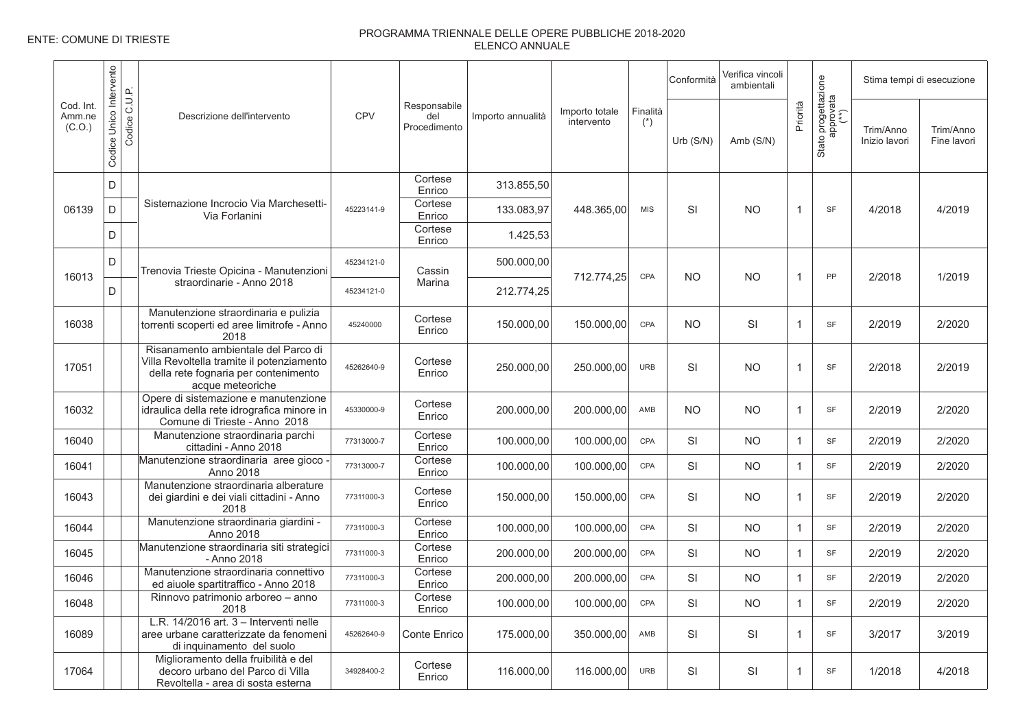ENTE: COMUNE DI TRIESTE

# PROGRAMMA TRIENNALE DELLE OPERE PUBBLICHE 2018-2020
## ELENCO ANNUALE

| Cod. Int. Amm.ne (C.O.) | Codice Unico Intervento | Codice C.U.P. | Descrizione dell'intervento | CPV | Responsabile del Procedimento | Importo annualità | Importo totale intervento | Finalità (*) | Conformità | Verifica vincoli ambientali | Priorità | Stato progettazione approvata (**) | Stima tempi di esecuzione | |
|---|---|---|---|---|---|---|---|---|---|---|---|---|---|---|
| | | | | | | | | | Urb (S/N) | Amb (S/N) | | | Trim/Anno Inizio lavori | Trim/Anno Fine lavori |
| 06139 | D | | Sistemazione Incrocio Via Marchesetti-Via Forlanini | 45223141-9 | Cortese Enrico | 313.855,50 | 448.365,00 | MIS | SI | NO | 1 | SF | 4/2018 | 4/2019 |
| | D | | | | Cortese Enrico | 133.083,97 | | | | | | | | |
| | D | | | | Cortese Enrico | 1.425,53 | | | | | | | | |
| 16013 | D | | Trenovia Trieste Opicina - Manutenzioni straordinarie - Anno 2018 | 45234121-0 | Cassin Marina | 500.000,00 | 712.774,25 | CPA | NO | NO | 1 | PP | 2/2018 | 1/2019 |
| | D | | | 45234121-0 | | 212.774,25 | | | | | | | | |
| 16038 | | | Manutenzione straordinaria e pulizia torrenti scoperti ed aree limitrofe - Anno 2018 | 45240000 | Cortese Enrico | 150.000,00 | 150.000,00 | CPA | NO | SI | 1 | SF | 2/2019 | 2/2020 |
| 17051 | | | Risanamento ambientale del Parco di Villa Revoltella tramite il potenziamento della rete fognaria per contenimento acque meteoriche | 45262640-9 | Cortese Enrico | 250.000,00 | 250.000,00 | URB | SI | NO | 1 | SF | 2/2018 | 2/2019 |
| 16032 | | | Opere di sistemazione e manutenzione idraulica della rete idrografica minore in Comune di Trieste - Anno 2018 | 45330000-9 | Cortese Enrico | 200.000,00 | 200.000,00 | AMB | NO | NO | 1 | SF | 2/2019 | 2/2020 |
| 16040 | | | Manutenzione straordinaria parchi cittadini - Anno 2018 | 77313000-7 | Cortese Enrico | 100.000,00 | 100.000,00 | CPA | SI | NO | 1 | SF | 2/2019 | 2/2020 |
| 16041 | | | Manutenzione straordinaria aree gioco - Anno 2018 | 77313000-7 | Cortese Enrico | 100.000,00 | 100.000,00 | CPA | SI | NO | 1 | SF | 2/2019 | 2/2020 |
| 16043 | | | Manutenzione straordinaria alberature dei giardini e dei viali cittadini - Anno 2018 | 77311000-3 | Cortese Enrico | 150.000,00 | 150.000,00 | CPA | SI | NO | 1 | SF | 2/2019 | 2/2020 |
| 16044 | | | Manutenzione straordinaria giardini - Anno 2018 | 77311000-3 | Cortese Enrico | 100.000,00 | 100.000,00 | CPA | SI | NO | 1 | SF | 2/2019 | 2/2020 |
| 16045 | | | Manutenzione straordinaria siti strategici - Anno 2018 | 77311000-3 | Cortese Enrico | 200.000,00 | 200.000,00 | CPA | SI | NO | 1 | SF | 2/2019 | 2/2020 |
| 16046 | | | Manutenzione straordinaria connettivo ed aiuole spartitraffico - Anno 2018 | 77311000-3 | Cortese Enrico | 200.000,00 | 200.000,00 | CPA | SI | NO | 1 | SF | 2/2019 | 2/2020 |
| 16048 | | | Rinnovo patrimonio arboreo – anno 2018 | 77311000-3 | Cortese Enrico | 100.000,00 | 100.000,00 | CPA | SI | NO | 1 | SF | 2/2019 | 2/2020 |
| 16089 | | | L.R. 14/2016 art. 3 – Interventi nelle aree urbane caratterizzate da fenomeni di inquinamento del suolo | 45262640-9 | Conte Enrico | 175.000,00 | 350.000,00 | AMB | SI | SI | 1 | SF | 3/2017 | 3/2019 |
| 17064 | | | Miglioramento della fruibilità e del decoro urbano del Parco di Villa Revoltella - area di sosta esterna | 34928400-2 | Cortese Enrico | 116.000,00 | 116.000,00 | URB | SI | SI | 1 | SF | 1/2018 | 4/2018 |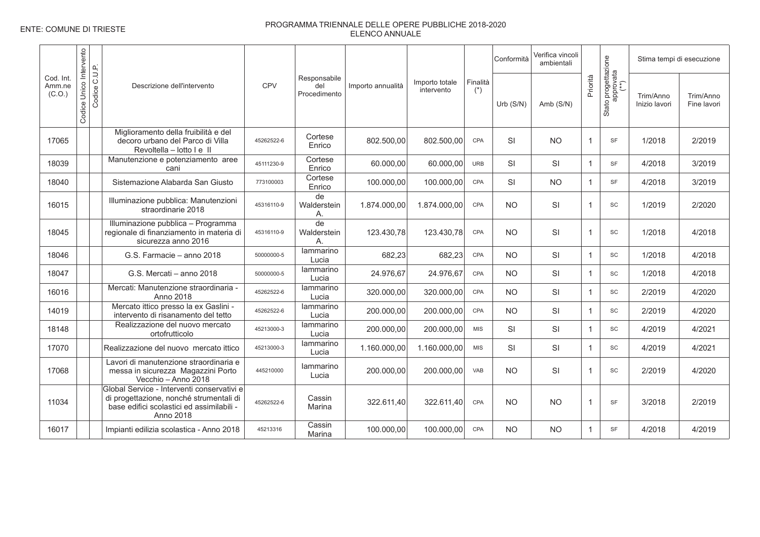ENTE: COMUNE DI TRIESTE

PROGRAMMA TRIENNALE DELLE OPERE PUBBLICHE 2018-2020
ELENCO ANNUALE

| Cod. Int. Amm.ne (C.O.) | Codice Unico Intervento | Codice C.U.P. | Descrizione dell'intervento | CPV | Responsabile del Procedimento | Importo annualità | Importo totale intervento | Finalità (*) | Conformità | Verifica vincoli ambientali | Priorità | Stato progettazione approvata (**) | Stima tempi di esecuzione | |
|---|---|---|---|---|---|---|---|---|---|---|---|---|---|---|
| | | | | | | | | | Urb (S/N) | Amb (S/N) | | | Trim/Anno Inizio lavori | Trim/Anno Fine lavori |
| 17065 | | | Miglioramento della fruibilità e del decoro urbano del Parco di Villa Revoltella – lotto I e II | 45262522-6 | Cortese Enrico | 802.500,00 | 802.500,00 | CPA | SI | NO | 1 | SF | 1/2018 | 2/2019 |
| 18039 | | | Manutenzione e potenziamento aree cani | 45111230-9 | Cortese Enrico | 60.000,00 | 60.000,00 | URB | SI | SI | 1 | SF | 4/2018 | 3/2019 |
| 18040 | | | Sistemazione Alabarda San Giusto | 773100003 | Cortese Enrico | 100.000,00 | 100.000,00 | CPA | SI | NO | 1 | SF | 4/2018 | 3/2019 |
| 16015 | | | Illuminazione pubblica: Manutenzioni straordinarie 2018 | 45316110-9 | de Walderstein A. | 1.874.000,00 | 1.874.000,00 | CPA | NO | SI | 1 | SC | 1/2019 | 2/2020 |
| 18045 | | | Illuminazione pubblica – Programma regionale di finanziamento in materia di sicurezza anno 2016 | 45316110-9 | de Walderstein A. | 123.430,78 | 123.430,78 | CPA | NO | SI | 1 | SC | 1/2018 | 4/2018 |
| 18046 | | | G.S. Farmacie – anno 2018 | 50000000-5 | Iammarino Lucia | 682,23 | 682,23 | CPA | NO | SI | 1 | SC | 1/2018 | 4/2018 |
| 18047 | | | G.S. Mercati – anno 2018 | 50000000-5 | Iammarino Lucia | 24.976,67 | 24.976,67 | CPA | NO | SI | 1 | SC | 1/2018 | 4/2018 |
| 16016 | | | Mercati: Manutenzione straordinaria - Anno 2018 | 45262522-6 | Iammarino Lucia | 320.000,00 | 320.000,00 | CPA | NO | SI | 1 | SC | 2/2019 | 4/2020 |
| 14019 | | | Mercato ittico presso la ex Gaslini - intervento di risanamento del tetto | 45262522-6 | Iammarino Lucia | 200.000,00 | 200.000,00 | CPA | NO | SI | 1 | SC | 2/2019 | 4/2020 |
| 18148 | | | Realizzazione del nuovo mercato ortofrutticolo | 45213000-3 | Iammarino Lucia | 200.000,00 | 200.000,00 | MIS | SI | SI | 1 | SC | 4/2019 | 4/2021 |
| 17070 | | | Realizzazione del nuovo mercato ittico | 45213000-3 | Iammarino Lucia | 1.160.000,00 | 1.160.000,00 | MIS | SI | SI | 1 | SC | 4/2019 | 4/2021 |
| 17068 | | | Lavori di manutenzione straordinaria e messa in sicurezza Magazzini Porto Vecchio – Anno 2018 | 445210000 | Iammarino Lucia | 200.000,00 | 200.000,00 | VAB | NO | SI | 1 | SC | 2/2019 | 4/2020 |
| 11034 | | | Global Service - Interventi conservativi e di progettazione, nonché strumentali di base edifici scolastici ed assimilabili - Anno 2018 | 45262522-6 | Cassin Marina | 322.611,40 | 322.611,40 | CPA | NO | NO | 1 | SF | 3/2018 | 2/2019 |
| 16017 | | | Impianti edilizia scolastica - Anno 2018 | 45213316 | Cassin Marina | 100.000,00 | 100.000,00 | CPA | NO | NO | 1 | SF | 4/2018 | 4/2019 |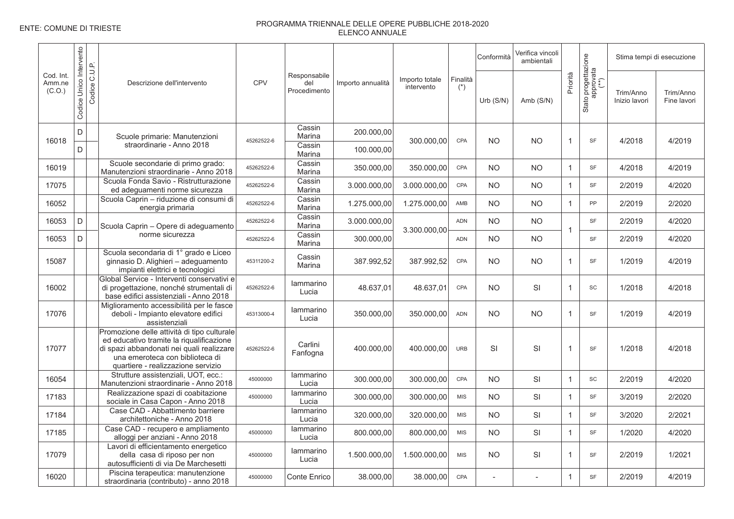ENTE: COMUNE DI TRIESTE

PROGRAMMA TRIENNALE DELLE OPERE PUBBLICHE 2018-2020
ELENCO ANNUALE

| Cod. Int. Amm.ne (C.O.) | Codice Unico Intervento | Codice C.U.P. | Descrizione dell'intervento | CPV | Responsabile del Procedimento | Importo annualità | Importo totale intervento | Finalità (*) | Conformità | Verifica vincoli ambientali | Priorità | Stato progettazione approvata (**) | Stima tempi di esecuzione | |
|---|---|---|---|---|---|---|---|---|---|---|---|---|---|---|
| | | | | | | | | | Urb (S/N) | Amb (S/N) | | | Trim/Anno Inizio lavori | Trim/Anno Fine lavori |
| 16018 | D | | Scuole primarie: Manutenzioni straordinarie - Anno 2018 | 45262522-6 | Cassin Marina | 200.000,00 | 300.000,00 | CPA | NO | NO | 1 | SF | 4/2018 | 4/2019 |
| | D | | | | Cassin Marina | 100.000,00 | | | | | | | | |
| 16019 | | | Scuole secondarie di primo grado: Manutenzioni straordinarie - Anno 2018 | 45262522-6 | Cassin Marina | 350.000,00 | 350.000,00 | CPA | NO | NO | 1 | SF | 4/2018 | 4/2019 |
| 17075 | | | Scuola Fonda Savio - Ristrutturazione ed adeguamenti norme sicurezza | 45262522-6 | Cassin Marina | 3.000.000,00 | 3.000.000,00 | CPA | NO | NO | 1 | SF | 2/2019 | 4/2020 |
| 16052 | | | Scuola Caprin – riduzione di consumi di energia primaria | 45262522-6 | Cassin Marina | 1.275.000,00 | 1.275.000,00 | AMB | NO | NO | 1 | PP | 2/2019 | 2/2020 |
| 16053 | D | | Scuola Caprin – Opere di adeguamento norme sicurezza | 45262522-6 | Cassin Marina | 3.000.000,00 | 3.300.000,00 | ADN | NO | NO | 1 | SF | 2/2019 | 4/2020 |
| 16053 | D | | | 45262522-6 | Cassin Marina | 300.000,00 | | ADN | NO | NO | | SF | 2/2019 | 4/2020 |
| 15087 | | | Scuola secondaria di 1° grado e Liceo ginnasio D. Alighieri – adeguamento impianti elettrici e tecnologici | 45311200-2 | Cassin Marina | 387.992,52 | 387.992,52 | CPA | NO | NO | 1 | SF | 1/2019 | 4/2019 |
| 16002 | | | Global Service - Interventi conservativi e di progettazione, nonché strumentali di base edifici assistenziali - Anno 2018 | 45262522-6 | Iammarino Lucia | 48.637,01 | 48.637,01 | CPA | NO | SI | 1 | SC | 1/2018 | 4/2018 |
| 17076 | | | Miglioramento accessibilità per le fasce deboli - Impianto elevatore edifici assistenziali | 45313000-4 | Iammarino Lucia | 350.000,00 | 350.000,00 | ADN | NO | NO | 1 | SF | 1/2019 | 4/2019 |
| 17077 | | | Promozione delle attività di tipo culturale ed educativo tramite la riqualificazione di spazi abbandonati nei quali realizzare una emeroteca con biblioteca di quartiere - realizzazione servizio | 45262522-6 | Carlini Fanfogna | 400.000,00 | 400.000,00 | URB | SI | SI | 1 | SF | 1/2018 | 4/2018 |
| 16054 | | | Strutture assistenziali, UOT, ecc.: Manutenzioni straordinarie - Anno 2018 | 45000000 | Iammarino Lucia | 300.000,00 | 300.000,00 | CPA | NO | SI | 1 | SC | 2/2019 | 4/2020 |
| 17183 | | | Realizzazione spazi di coabitazione sociale in Casa Capon - Anno 2018 | 45000000 | Iammarino Lucia | 300.000,00 | 300.000,00 | MIS | NO | SI | 1 | SF | 3/2019 | 2/2020 |
| 17184 | | | Case CAD - Abbattimento barriere architettoniche - Anno 2018 | | Iammarino Lucia | 320.000,00 | 320.000,00 | MIS | NO | SI | 1 | SF | 3/2020 | 2/2021 |
| 17185 | | | Case CAD - recupero e ampliamento alloggi per anziani - Anno 2018 | 45000000 | Iammarino Lucia | 800.000,00 | 800.000,00 | MIS | NO | SI | 1 | SF | 1/2020 | 4/2020 |
| 17079 | | | Lavori di efficientamento energetico della casa di riposo per non autosufficienti di via De Marchesetti | 45000000 | Iammarino Lucia | 1.500.000,00 | 1.500.000,00 | MIS | NO | SI | 1 | SF | 2/2019 | 1/2021 |
| 16020 | | | Piscina terapeutica: manutenzione straordinaria (contributo) - anno 2018 | 45000000 | Conte Enrico | 38.000,00 | 38.000,00 | CPA | - | - | 1 | SF | 2/2019 | 4/2019 |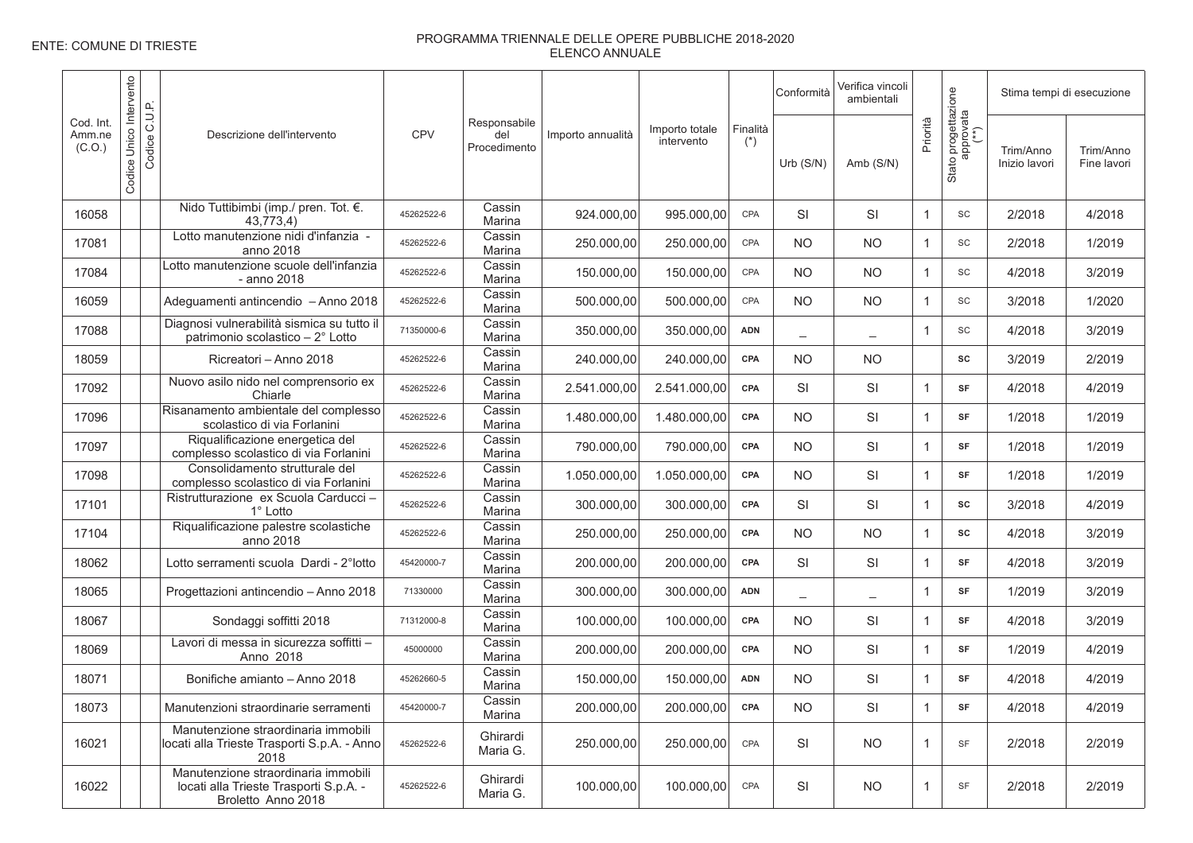ENTE: COMUNE DI TRIESTE

PROGRAMMA TRIENNALE DELLE OPERE PUBBLICHE 2018-2020
ELENCO ANNUALE

| Cod. Int. Amm.ne (C.O.) | Codice Unico Intervento | Codice C.U.P. | Descrizione dell'intervento | CPV | Responsabile del Procedimento | Importo annualità | Importo totale intervento | Finalità (*) | Conformità | Verifica vincoli ambientali | Priorità | Stato progettazione approvata (**) | Stima tempi di esecuzione | |
|---|---|---|---|---|---|---|---|---|---|---|---|---|---|---|
| | | | | | | | | | Urb (S/N) | Amb (S/N) | | | Trim/Anno Inizio lavori | Trim/Anno Fine lavori |
| 16058 | | | Nido Tuttibimbi (imp./ pren. Tot. €. 43,773,4) | 45262522-6 | Cassin Marina | 924.000,00 | 995.000,00 | CPA | SI | SI | 1 | SC | 2/2018 | 4/2018 |
| 17081 | | | Lotto manutenzione nidi d'infanzia - anno 2018 | 45262522-6 | Cassin Marina | 250.000,00 | 250.000,00 | CPA | NO | NO | 1 | SC | 2/2018 | 1/2019 |
| 17084 | | | Lotto manutenzione scuole dell'infanzia - anno 2018 | 45262522-6 | Cassin Marina | 150.000,00 | 150.000,00 | CPA | NO | NO | 1 | SC | 4/2018 | 3/2019 |
| 16059 | | | Adeguamenti antincendio – Anno 2018 | 45262522-6 | Cassin Marina | 500.000,00 | 500.000,00 | CPA | NO | NO | 1 | SC | 3/2018 | 1/2020 |
| 17088 | | | Diagnosi vulnerabilità sismica su tutto il patrimonio scolastico – 2° Lotto | 71350000-6 | Cassin Marina | 350.000,00 | 350.000,00 | ADN | _ | _ | 1 | SC | 4/2018 | 3/2019 |
| 18059 | | | Ricreatori – Anno 2018 | 45262522-6 | Cassin Marina | 240.000,00 | 240.000,00 | CPA | NO | NO | | SC | 3/2019 | 2/2019 |
| 17092 | | | Nuovo asilo nido nel comprensorio ex Chiarle | 45262522-6 | Cassin Marina | 2.541.000,00 | 2.541.000,00 | CPA | SI | SI | 1 | SF | 4/2018 | 4/2019 |
| 17096 | | | Risanamento ambientale del complesso scolastico di via Forlanini | 45262522-6 | Cassin Marina | 1.480.000,00 | 1.480.000,00 | CPA | NO | SI | 1 | SF | 1/2018 | 1/2019 |
| 17097 | | | Riqualificazione energetica del complesso scolastico di via Forlanini | 45262522-6 | Cassin Marina | 790.000,00 | 790.000,00 | CPA | NO | SI | 1 | SF | 1/2018 | 1/2019 |
| 17098 | | | Consolidamento strutturale del complesso scolastico di via Forlanini | 45262522-6 | Cassin Marina | 1.050.000,00 | 1.050.000,00 | CPA | NO | SI | 1 | SF | 1/2018 | 1/2019 |
| 17101 | | | Ristrutturazione ex Scuola Carducci – 1° Lotto | 45262522-6 | Cassin Marina | 300.000,00 | 300.000,00 | CPA | SI | SI | 1 | SC | 3/2018 | 4/2019 |
| 17104 | | | Riqualificazione palestre scolastiche anno 2018 | 45262522-6 | Cassin Marina | 250.000,00 | 250.000,00 | CPA | NO | NO | 1 | SC | 4/2018 | 3/2019 |
| 18062 | | | Lotto serramenti scuola Dardi - 2°lotto | 45420000-7 | Cassin Marina | 200.000,00 | 200.000,00 | CPA | SI | SI | 1 | SF | 4/2018 | 3/2019 |
| 18065 | | | Progettazioni antincendio – Anno 2018 | 71330000 | Cassin Marina | 300.000,00 | 300.000,00 | ADN | _ | _ | 1 | SF | 1/2019 | 3/2019 |
| 18067 | | | Sondaggi soffitti 2018 | 71312000-8 | Cassin Marina | 100.000,00 | 100.000,00 | CPA | NO | SI | 1 | SF | 4/2018 | 3/2019 |
| 18069 | | | Lavori di messa in sicurezza soffitti – Anno 2018 | 45000000 | Cassin Marina | 200.000,00 | 200.000,00 | CPA | NO | SI | 1 | SF | 1/2019 | 4/2019 |
| 18071 | | | Bonifiche amianto – Anno 2018 | 45262660-5 | Cassin Marina | 150.000,00 | 150.000,00 | ADN | NO | SI | 1 | SF | 4/2018 | 4/2019 |
| 18073 | | | Manutenzioni straordinarie serramenti | 45420000-7 | Cassin Marina | 200.000,00 | 200.000,00 | CPA | NO | SI | 1 | SF | 4/2018 | 4/2019 |
| 16021 | | | Manutenzione straordinaria immobili locati alla Trieste Trasporti S.p.A. - Anno 2018 | 45262522-6 | Ghirardi Maria G. | 250.000,00 | 250.000,00 | CPA | SI | NO | 1 | SF | 2/2018 | 2/2019 |
| 16022 | | | Manutenzione straordinaria immobili locati alla Trieste Trasporti S.p.A. - Broletto Anno 2018 | 45262522-6 | Ghirardi Maria G. | 100.000,00 | 100.000,00 | CPA | SI | NO | 1 | SF | 2/2018 | 2/2019 |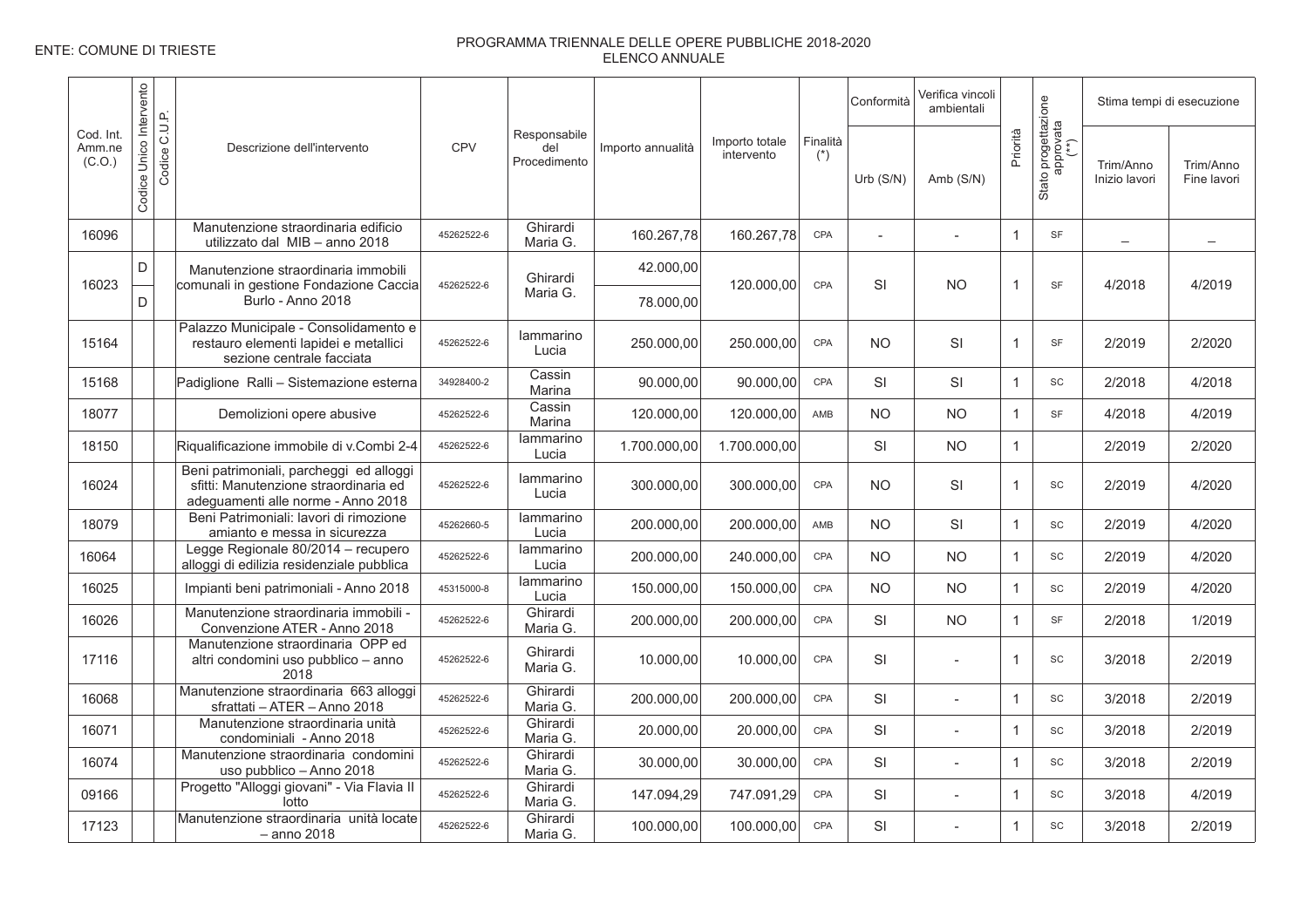ENTE: COMUNE DI TRIESTE

# PROGRAMMA TRIENNALE DELLE OPERE PUBBLICHE 2018-2020
## ELENCO ANNUALE

| Cod. Int. Amm.ne (C.O.) | Codice Unico Intervento | Codice C.U.P. | Descrizione dell'intervento | CPV | Responsabile del Procedimento | Importo annualità | Importo totale intervento | Finalità (*) | Conformità | Verifica vincoli ambientali | Priorità | Stato progettazione approvata (**) | Stima tempi di esecuzione | |
|---|---|---|---|---|---|---|---|---|---|---|---|---|---|---|
| | | | | | | | | | Urb (S/N) | Amb (S/N) | | | Trim/Anno Inizio lavori | Trim/Anno Fine lavori |
| 16096 | | | Manutenzione straordinaria edificio utilizzato dal MIB – anno 2018 | 45262522-6 | Ghirardi Maria G. | 160.267,78 | 160.267,78 | CPA | - | - | 1 | SF | – | – |
| 16023 | D | | Manutenzione straordinaria immobili comunali in gestione Fondazione Caccia Burlo - Anno 2018 | 45262522-6 | Ghirardi Maria G. | 42.000,00 | 120.000,00 | CPA | SI | NO | 1 | SF | 4/2018 | 4/2019 |
| | D | | | | | 78.000,00 | | | | | | | | |
| 15164 | | | Palazzo Municipale - Consolidamento e restauro elementi lapidei e metallici sezione centrale facciata | 45262522-6 | Iammarino Lucia | 250.000,00 | 250.000,00 | CPA | NO | SI | 1 | SF | 2/2019 | 2/2020 |
| 15168 | | | Padiglione Ralli – Sistemazione esterna | 34928400-2 | Cassin Marina | 90.000,00 | 90.000,00 | CPA | SI | SI | 1 | SC | 2/2018 | 4/2018 |
| 18077 | | | Demolizioni opere abusive | 45262522-6 | Cassin Marina | 120.000,00 | 120.000,00 | AMB | NO | NO | 1 | SF | 4/2018 | 4/2019 |
| 18150 | | | Riqualificazione immobile di v.Combi 2-4 | 45262522-6 | Iammarino Lucia | 1.700.000,00 | 1.700.000,00 | | SI | NO | 1 | | 2/2019 | 2/2020 |
| 16024 | | | Beni patrimoniali, parcheggi ed alloggi sfitti: Manutenzione straordinaria ed adeguamenti alle norme - Anno 2018 | 45262522-6 | Iammarino Lucia | 300.000,00 | 300.000,00 | CPA | NO | SI | 1 | SC | 2/2019 | 4/2020 |
| 18079 | | | Beni Patrimoniali: lavori di rimozione amianto e messa in sicurezza | 45262660-5 | Iammarino Lucia | 200.000,00 | 200.000,00 | AMB | NO | SI | 1 | SC | 2/2019 | 4/2020 |
| 16064 | | | Legge Regionale 80/2014 – recupero alloggi di edilizia residenziale pubblica | 45262522-6 | Iammarino Lucia | 200.000,00 | 240.000,00 | CPA | NO | NO | 1 | SC | 2/2019 | 4/2020 |
| 16025 | | | Impianti beni patrimoniali - Anno 2018 | 45315000-8 | Iammarino Lucia | 150.000,00 | 150.000,00 | CPA | NO | NO | 1 | SC | 2/2019 | 4/2020 |
| 16026 | | | Manutenzione straordinaria immobili - Convenzione ATER - Anno 2018 | 45262522-6 | Ghirardi Maria G. | 200.000,00 | 200.000,00 | CPA | SI | NO | 1 | SF | 2/2018 | 1/2019 |
| 17116 | | | Manutenzione straordinaria OPP ed altri condomini uso pubblico – anno 2018 | 45262522-6 | Ghirardi Maria G. | 10.000,00 | 10.000,00 | CPA | SI | - | 1 | SC | 3/2018 | 2/2019 |
| 16068 | | | Manutenzione straordinaria 663 alloggi sfrattati – ATER – Anno 2018 | 45262522-6 | Ghirardi Maria G. | 200.000,00 | 200.000,00 | CPA | SI | - | 1 | SC | 3/2018 | 2/2019 |
| 16071 | | | Manutenzione straordinaria unità condominiali - Anno 2018 | 45262522-6 | Ghirardi Maria G. | 20.000,00 | 20.000,00 | CPA | SI | - | 1 | SC | 3/2018 | 2/2019 |
| 16074 | | | Manutenzione straordinaria condomini uso pubblico – Anno 2018 | 45262522-6 | Ghirardi Maria G. | 30.000,00 | 30.000,00 | CPA | SI | - | 1 | SC | 3/2018 | 2/2019 |
| 09166 | | | Progetto "Alloggi giovani" - Via Flavia II lotto | 45262522-6 | Ghirardi Maria G. | 147.094,29 | 747.091,29 | CPA | SI | - | 1 | SC | 3/2018 | 4/2019 |
| 17123 | | | Manutenzione straordinaria unità locate – anno 2018 | 45262522-6 | Ghirardi Maria G. | 100.000,00 | 100.000,00 | CPA | SI | - | 1 | SC | 3/2018 | 2/2019 |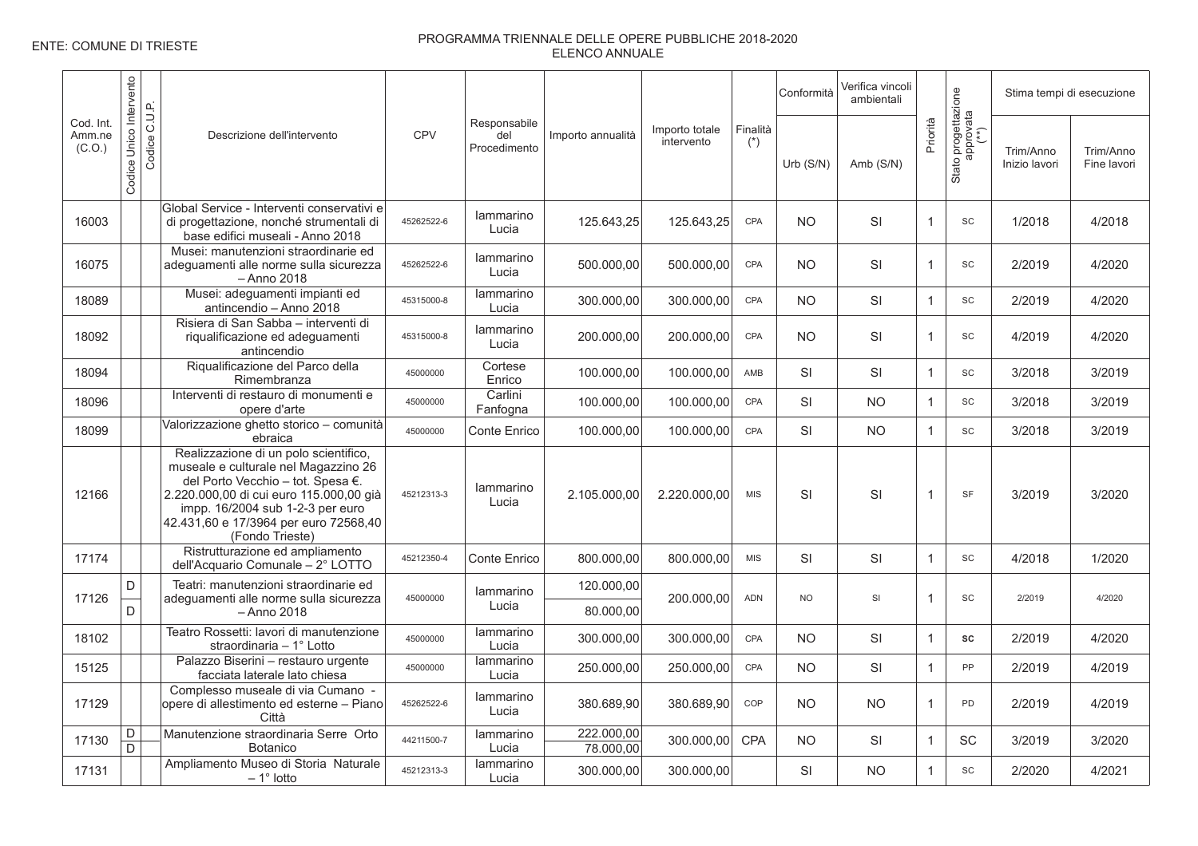ENTE: COMUNE DI TRIESTE

# PROGRAMMA TRIENNALE DELLE OPERE PUBBLICHE 2018-2020
## ELENCO ANNUALE

| Cod. Int. Amm.ne (C.O.) | Codice Unico Intervento | Codice C.U.P. | Descrizione dell'intervento | CPV | Responsabile del Procedimento | Importo annualità | Importo totale intervento | Finalità (*) | Conformità | Verifica vincoli ambientali | Priorità | Stato progettazione approvata (**) | Stima tempi di esecuzione | |
|---|---|---|---|---|---|---|---|---|---|---|---|---|---|---|
| | | | | | | | | | Urb (S/N) | Amb (S/N) | | | Trim/Anno Inizio lavori | Trim/Anno Fine lavori |
| 16003 | | | Global Service - Interventi conservativi e di progettazione, nonché strumentali di base edifici museali - Anno 2018 | 45262522-6 | Iammarino Lucia | 125.643,25 | 125.643,25 | CPA | NO | SI | 1 | SC | 1/2018 | 4/2018 |
| 16075 | | | Musei: manutenzioni straordinarie ed adeguamenti alle norme sulla sicurezza – Anno 2018 | 45262522-6 | Iammarino Lucia | 500.000,00 | 500.000,00 | CPA | NO | SI | 1 | SC | 2/2019 | 4/2020 |
| 18089 | | | Musei: adeguamenti impianti ed antincendio – Anno 2018 | 45315000-8 | Iammarino Lucia | 300.000,00 | 300.000,00 | CPA | NO | SI | 1 | SC | 2/2019 | 4/2020 |
| 18092 | | | Risiera di San Sabba – interventi di riqualificazione ed adeguamenti antincendio | 45315000-8 | Iammarino Lucia | 200.000,00 | 200.000,00 | CPA | NO | SI | 1 | SC | 4/2019 | 4/2020 |
| 18094 | | | Riqualificazione del Parco della Rimembranza | 45000000 | Cortese Enrico | 100.000,00 | 100.000,00 | AMB | SI | SI | 1 | SC | 3/2018 | 3/2019 |
| 18096 | | | Interventi di restauro di monumenti e opere d'arte | 45000000 | Carlini Fanfogna | 100.000,00 | 100.000,00 | CPA | SI | NO | 1 | SC | 3/2018 | 3/2019 |
| 18099 | | | Valorizzazione ghetto storico – comunità ebraica | 45000000 | Conte Enrico | 100.000,00 | 100.000,00 | CPA | SI | NO | 1 | SC | 3/2018 | 3/2019 |
| 12166 | | | Realizzazione di un polo scientifico, museale e culturale nel Magazzino 26 del Porto Vecchio – tot. Spesa €. 2.220.000,00 di cui euro 115.000,00 già impp. 16/2004 sub 1-2-3 per euro 42.431,60 e 17/3964 per euro 72568,40 (Fondo Trieste) | 45212313-3 | Iammarino Lucia | 2.105.000,00 | 2.220.000,00 | MIS | SI | SI | 1 | SF | 3/2019 | 3/2020 |
| 17174 | | | Ristrutturazione ed ampliamento dell'Acquario Comunale – 2° LOTTO | 45212350-4 | Conte Enrico | 800.000,00 | 800.000,00 | MIS | SI | SI | 1 | SC | 4/2018 | 1/2020 |
| 17126 | D<br>D | | Teatri: manutenzioni straordinarie ed adeguamenti alle norme sulla sicurezza – Anno 2018 | 45000000 | Iammarino Lucia | 120.000,00<br>80.000,00 | 200.000,00 | ADN | NO | SI | 1 | SC | 2/2019 | 4/2020 |
| 18102 | | | Teatro Rossetti: lavori di manutenzione straordinaria – 1° Lotto | 45000000 | Iammarino Lucia | 300.000,00 | 300.000,00 | CPA | NO | SI | 1 | SC | 2/2019 | 4/2020 |
| 15125 | | | Palazzo Biserini – restauro urgente facciata laterale lato chiesa | 45000000 | Iammarino Lucia | 250.000,00 | 250.000,00 | CPA | NO | SI | 1 | PP | 2/2019 | 4/2019 |
| 17129 | | | Complesso museale di via Cumano - opere di allestimento ed esterne – Piano Città | 45262522-6 | Iammarino Lucia | 380.689,90 | 380.689,90 | COP | NO | NO | 1 | PD | 2/2019 | 4/2019 |
| 17130 | D<br>D | | Manutenzione straordinaria Serre Orto Botanico | 44211500-7 | Iammarino Lucia | 222.000,00<br>78.000,00 | 300.000,00 | CPA | NO | SI | 1 | SC | 3/2019 | 3/2020 |
| 17131 | | | Ampliamento Museo di Storia Naturale – 1° lotto | 45212313-3 | Iammarino Lucia | 300.000,00 | 300.000,00 | | SI | NO | 1 | SC | 2/2020 | 4/2021 |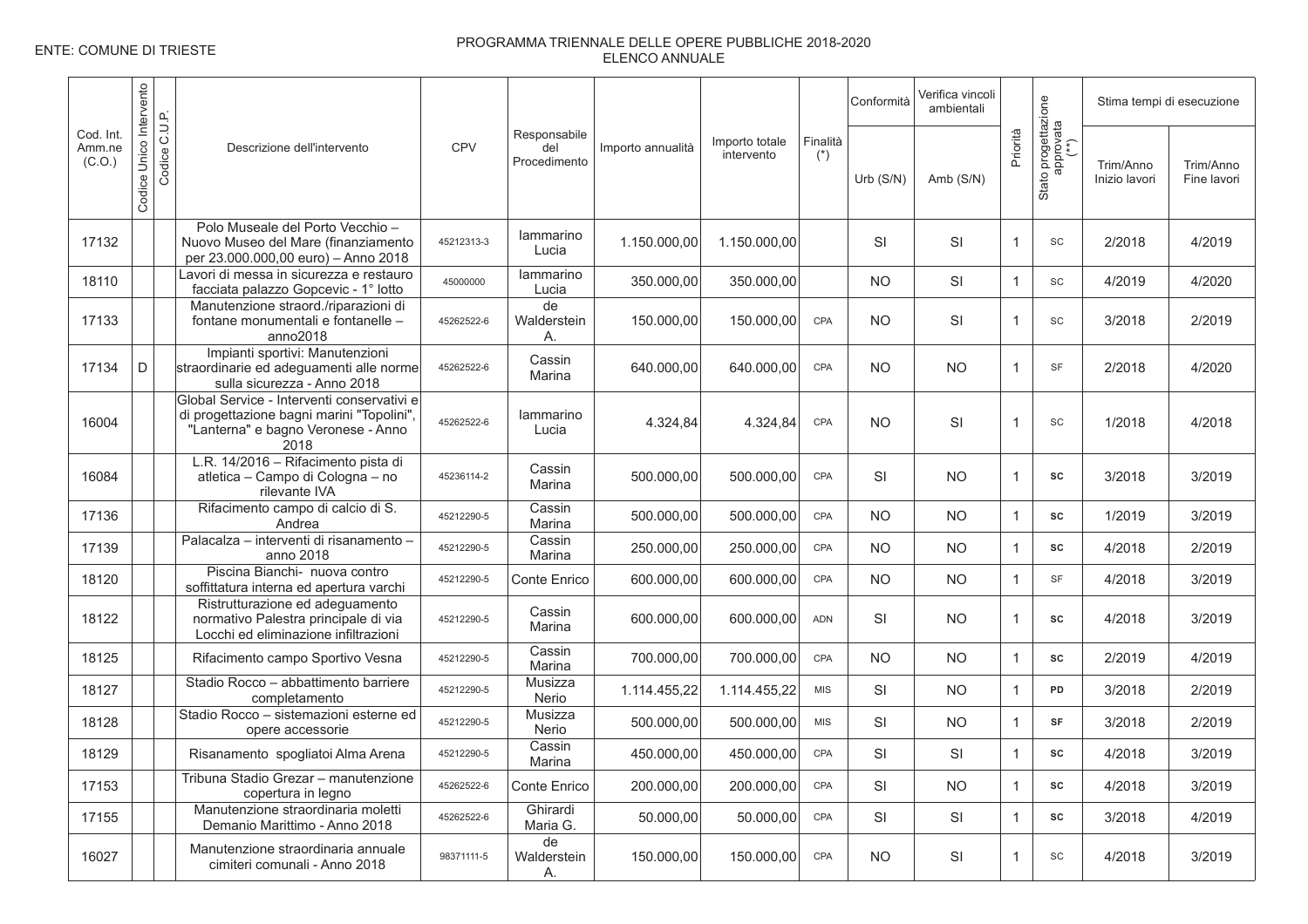ENTE: COMUNE DI TRIESTE

PROGRAMMA TRIENNALE DELLE OPERE PUBBLICHE 2018-2020
ELENCO ANNUALE

| Cod. Int. Amm.ne (C.O.) | Codice Unico Intervento | Codice C.U.P. | Descrizione dell'intervento | CPV | Responsabile del Procedimento | Importo annualità | Importo totale intervento | Finalità (*) | Conformità | Verifica vincoli ambientali | Priorità | Stato progettazione approvata (**) | Stima tempi di esecuzione | |
|---|---|---|---|---|---|---|---|---|---|---|---|---|---|---|
| | | | | | | | | | Urb (S/N) | Amb (S/N) | | | Trim/Anno Inizio lavori | Trim/Anno Fine lavori |
| 17132 | | | Polo Museale del Porto Vecchio – Nuovo Museo del Mare (finanziamento per 23.000.000,00 euro) – Anno 2018 | 45212313-3 | Iammarino Lucia | 1.150.000,00 | 1.150.000,00 | | SI | SI | 1 | SC | 2/2018 | 4/2019 |
| 18110 | | | Lavori di messa in sicurezza e restauro facciata palazzo Gopcevic - 1° lotto | 45000000 | Iammarino Lucia | 350.000,00 | 350.000,00 | | NO | SI | 1 | SC | 4/2019 | 4/2020 |
| 17133 | | | Manutenzione straord./riparazioni di fontane monumentali e fontanelle – anno2018 | 45262522-6 | de Walderstein A. | 150.000,00 | 150.000,00 | CPA | NO | SI | 1 | SC | 3/2018 | 2/2019 |
| 17134 | D | | Impianti sportivi: Manutenzioni straordinarie ed adeguamenti alle norme sulla sicurezza - Anno 2018 | 45262522-6 | Cassin Marina | 640.000,00 | 640.000,00 | CPA | NO | NO | 1 | SF | 2/2018 | 4/2020 |
| 16004 | | | Global Service - Interventi conservativi e di progettazione bagni marini "Topolini", "Lanterna" e bagno Veronese - Anno 2018 | 45262522-6 | Iammarino Lucia | 4.324,84 | 4.324,84 | CPA | NO | SI | 1 | SC | 1/2018 | 4/2018 |
| 16084 | | | L.R. 14/2016 – Rifacimento pista di atletica – Campo di Cologna – no rilevante IVA | 45236114-2 | Cassin Marina | 500.000,00 | 500.000,00 | CPA | SI | NO | 1 | SC | 3/2018 | 3/2019 |
| 17136 | | | Rifacimento campo di calcio di S. Andrea | 45212290-5 | Cassin Marina | 500.000,00 | 500.000,00 | CPA | NO | NO | 1 | SC | 1/2019 | 3/2019 |
| 17139 | | | Palacalza – interventi di risanamento – anno 2018 | 45212290-5 | Cassin Marina | 250.000,00 | 250.000,00 | CPA | NO | NO | 1 | SC | 4/2018 | 2/2019 |
| 18120 | | | Piscina Bianchi- nuova contro soffittatura interna ed apertura varchi | 45212290-5 | Conte Enrico | 600.000,00 | 600.000,00 | CPA | NO | NO | 1 | SF | 4/2018 | 3/2019 |
| 18122 | | | Ristrutturazione ed adeguamento normativo Palestra principale di via Locchi ed eliminazione infiltrazioni | 45212290-5 | Cassin Marina | 600.000,00 | 600.000,00 | ADN | SI | NO | 1 | SC | 4/2018 | 3/2019 |
| 18125 | | | Rifacimento campo Sportivo Vesna | 45212290-5 | Cassin Marina | 700.000,00 | 700.000,00 | CPA | NO | NO | 1 | SC | 2/2019 | 4/2019 |
| 18127 | | | Stadio Rocco – abbattimento barriere completamento | 45212290-5 | Musizza Nerio | 1.114.455,22 | 1.114.455,22 | MIS | SI | NO | 1 | PD | 3/2018 | 2/2019 |
| 18128 | | | Stadio Rocco – sistemazioni esterne ed opere accessorie | 45212290-5 | Musizza Nerio | 500.000,00 | 500.000,00 | MIS | SI | NO | 1 | SF | 3/2018 | 2/2019 |
| 18129 | | | Risanamento spogliatoi Alma Arena | 45212290-5 | Cassin Marina | 450.000,00 | 450.000,00 | CPA | SI | SI | 1 | SC | 4/2018 | 3/2019 |
| 17153 | | | Tribuna Stadio Grezar – manutenzione copertura in legno | 45262522-6 | Conte Enrico | 200.000,00 | 200.000,00 | CPA | SI | NO | 1 | SC | 4/2018 | 3/2019 |
| 17155 | | | Manutenzione straordinaria moletti Demanio Marittimo - Anno 2018 | 45262522-6 | Ghirardi Maria G. | 50.000,00 | 50.000,00 | CPA | SI | SI | 1 | SC | 3/2018 | 4/2019 |
| 16027 | | | Manutenzione straordinaria annuale cimiteri comunali - Anno 2018 | 98371111-5 | de Walderstein A. | 150.000,00 | 150.000,00 | CPA | NO | SI | 1 | SC | 4/2018 | 3/2019 |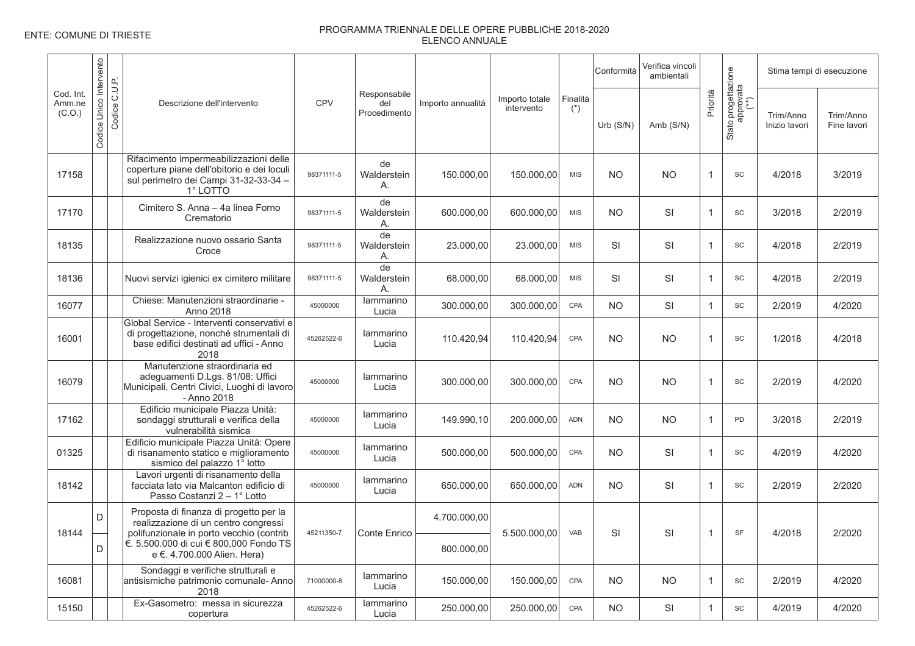ENTE: COMUNE DI TRIESTE

PROGRAMMA TRIENNALE DELLE OPERE PUBBLICHE 2018-2020
ELENCO ANNUALE

| Cod. Int. Amm.ne (C.O.) | Codice Unico Intervento | Codice C.U.P. | Descrizione dell'intervento | CPV | Responsabile del Procedimento | Importo annualità | Importo totale intervento | Finalità (*) | Conformità | Verifica vincoli ambientali | Priorità | Stato progettazione approvata (**) | Stima tempi di esecuzione | |
|---|---|---|---|---|---|---|---|---|---|---|---|---|---|---|
| | | | | | | | | | Urb (S/N) | Amb (S/N) | | | Trim/Anno Inizio lavori | Trim/Anno Fine lavori |
| 17158 | | | Rifacimento impermeabilizzazioni delle coperture piane dell'obitorio e dei loculi sul perimetro dei Campi 31-32-33-34 – 1° LOTTO | 98371111-5 | de Walderstein A. | 150.000,00 | 150.000,00 | MIS | NO | NO | 1 | SC | 4/2018 | 3/2019 |
| 17170 | | | Cimitero S. Anna – 4a linea Forno Crematorio | 98371111-5 | de Walderstein A. | 600.000,00 | 600.000,00 | MIS | NO | SI | 1 | SC | 3/2018 | 2/2019 |
| 18135 | | | Realizzazione nuovo ossario Santa Croce | 98371111-5 | de Walderstein A. | 23.000,00 | 23.000,00 | MIS | SI | SI | 1 | SC | 4/2018 | 2/2019 |
| 18136 | | | Nuovi servizi igienici ex cimitero militare | 98371111-5 | de Walderstein A. | 68.000,00 | 68.000,00 | MIS | SI | SI | 1 | SC | 4/2018 | 2/2019 |
| 16077 | | | Chiese: Manutenzioni straordinarie - Anno 2018 | 45000000 | Iammarino Lucia | 300.000,00 | 300.000,00 | CPA | NO | SI | 1 | SC | 2/2019 | 4/2020 |
| 16001 | | | Global Service - Interventi conservativi e di progettazione, nonché strumentali di base edifici destinati ad uffici - Anno 2018 | 45262522-6 | Iammarino Lucia | 110.420,94 | 110.420,94 | CPA | NO | NO | 1 | SC | 1/2018 | 4/2018 |
| 16079 | | | Manutenzione straordinaria ed adeguamenti D.Lgs. 81/08: Uffici Municipali, Centri Civici, Luoghi di lavoro - Anno 2018 | 45000000 | Iammarino Lucia | 300.000,00 | 300.000,00 | CPA | NO | NO | 1 | SC | 2/2019 | 4/2020 |
| 17162 | | | Edificio municipale Piazza Unità: sondaggi strutturali e verifica della vulnerabilità sismica | 45000000 | Iammarino Lucia | 149.990,10 | 200.000,00 | ADN | NO | NO | 1 | PD | 3/2018 | 2/2019 |
| 01325 | | | Edificio municipale Piazza Unità: Opere di risanamento statico e miglioramento sismico del palazzo 1° lotto | 45000000 | Iammarino Lucia | 500.000,00 | 500.000,00 | CPA | NO | SI | 1 | SC | 4/2019 | 4/2020 |
| 18142 | | | Lavori urgenti di risanamento della facciata lato via Malcanton edificio di Passo Costanzi 2 – 1° Lotto | 45000000 | Iammarino Lucia | 650.000,00 | 650.000,00 | ADN | NO | SI | 1 | SC | 2/2019 | 2/2020 |
| 18144 | D | | Proposta di finanza di progetto per la realizzazione di un centro congressi polifunzionale in porto vecchio (contrib €. 5.500.000 di cui € 800,000 Fondo TS e €. 4.700.000 Alien. Hera) | 45211350-7 | Conte Enrico | 4.700.000,00 | 5.500.000,00 | VAB | SI | SI | 1 | SF | 4/2018 | 2/2020 |
| | D | | | | | 800.000,00 | | | | | | | | |
| 16081 | | | Sondaggi e verifiche strutturali e antisismiche patrimonio comunale- Anno 2018 | 71000000-8 | Iammarino Lucia | 150.000,00 | 150.000,00 | CPA | NO | NO | 1 | SC | 2/2019 | 4/2020 |
| 15150 | | | Ex-Gasometro: messa in sicurezza copertura | 45262522-6 | Iammarino Lucia | 250.000,00 | 250.000,00 | CPA | NO | SI | 1 | SC | 4/2019 | 4/2020 |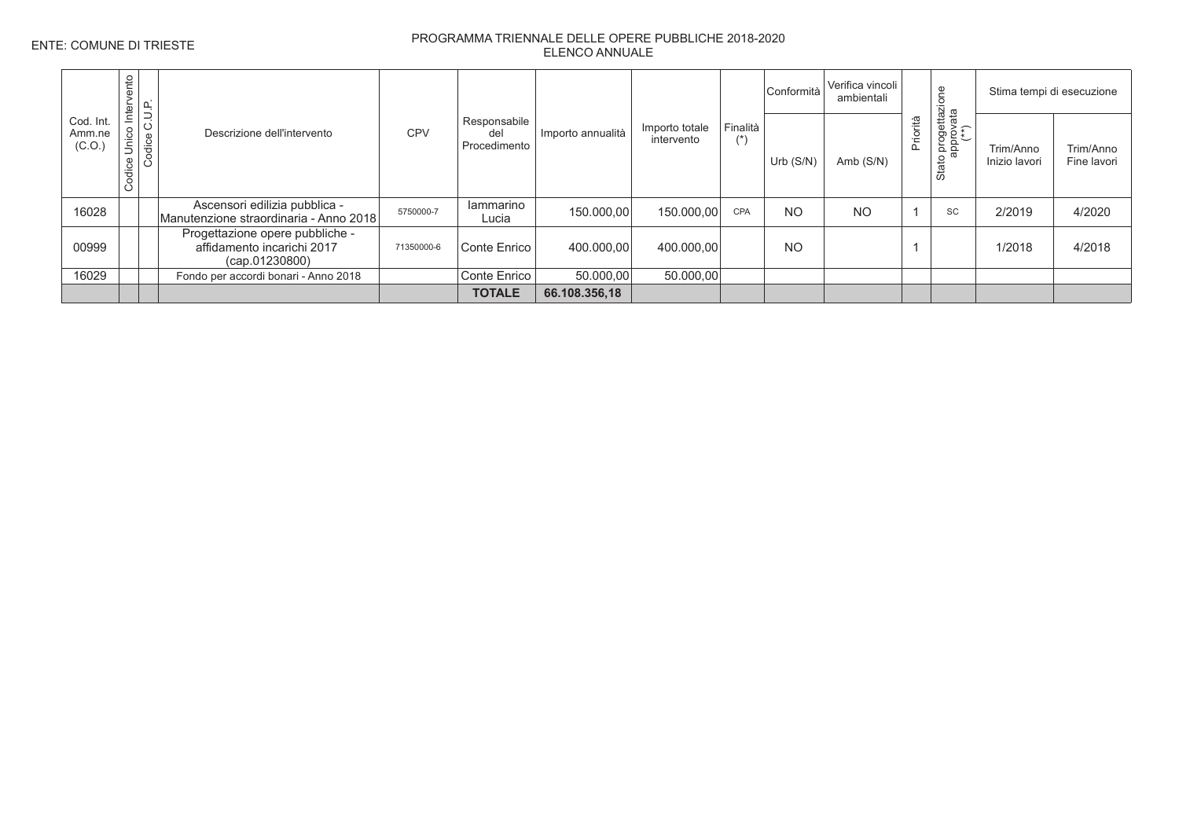ENTE: COMUNE DI TRIESTE

PROGRAMMA TRIENNALE DELLE OPERE PUBBLICHE 2018-2020
ELENCO ANNUALE

| Cod. Int. Amm.ne (C.O.) | Codice Unico Intervento | Codice C.U.P. | Descrizione dell'intervento | CPV | Responsabile del Procedimento | Importo annualità | Importo totale intervento | Finalità (*) | Conformità | Verifica vincoli ambientali | Priorità | Stato progettazione approvata (**) | Stima tempi di esecuzione | |
|---|---|---|---|---|---|---|---|---|---|---|---|---|---|---|
| | | | | | | | | | Urb (S/N) | Amb (S/N) | | | Trim/Anno Inizio lavori | Trim/Anno Fine lavori |
| 16028 | | | Ascensori edilizia pubblica - Manutenzione straordinaria - Anno 2018 | 5750000-7 | Iammarino Lucia | 150.000,00 | 150.000,00 | CPA | NO | NO | 1 | SC | 2/2019 | 4/2020 |
| 00999 | | | Progettazione opere pubbliche - affidamento incarichi 2017 (cap.01230800) | 71350000-6 | Conte Enrico | 400.000,00 | 400.000,00 | | NO | | 1 | | 1/2018 | 4/2018 |
| 16029 | | | Fondo per accordi bonari - Anno 2018 | | Conte Enrico | 50.000,00 | 50.000,00 | | | | | | | |
| | | | | | **TOTALE** | **66.108.356,18** | | | | | | | | |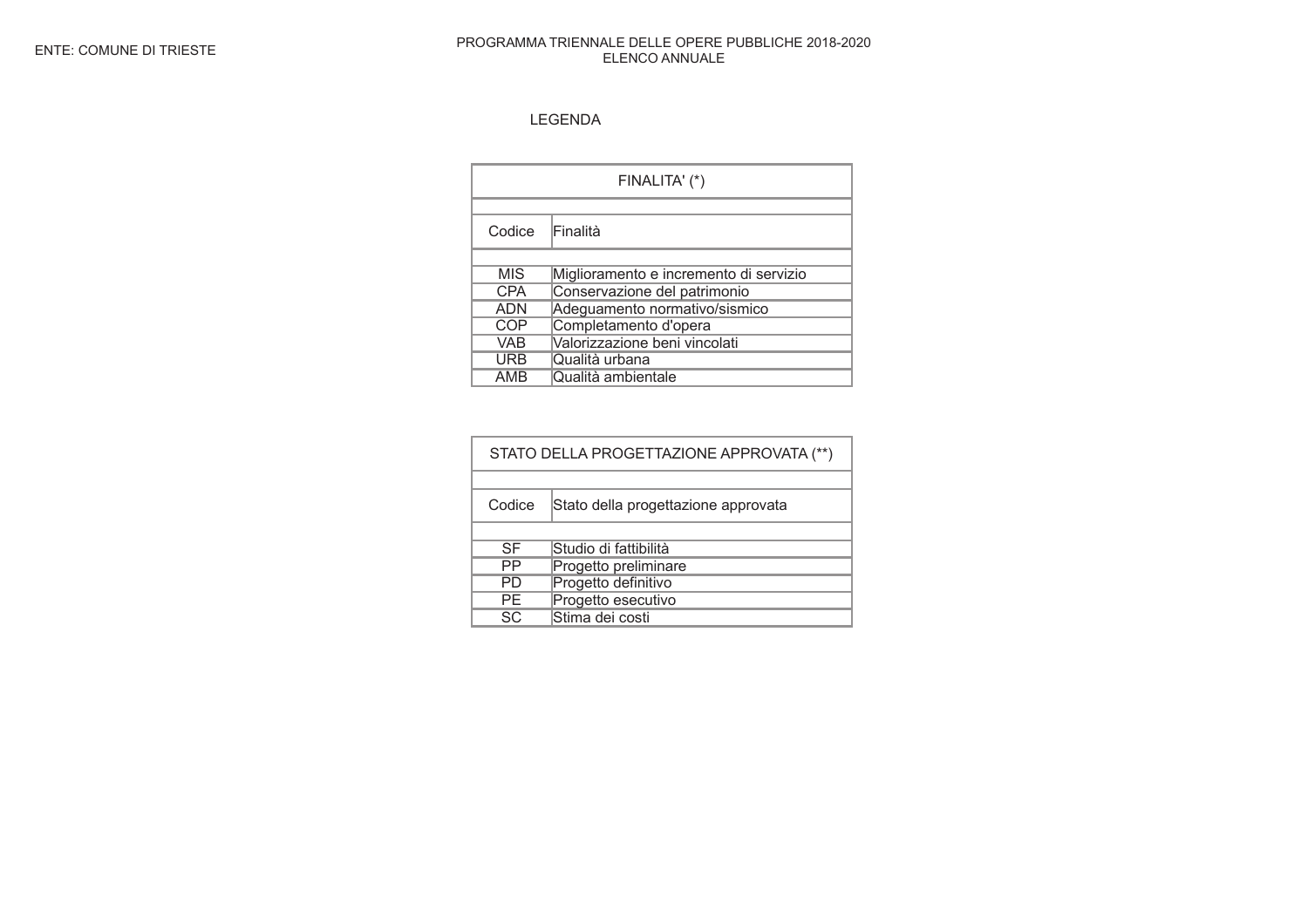ENTE: COMUNE DI TRIESTE

PROGRAMMA TRIENNALE DELLE OPERE PUBBLICHE 2018-2020
ELENCO ANNUALE

LEGENDA

| FINALITA' (*) | |
|---|---|
| Codice | Finalità |
| MIS | Miglioramento e incremento di servizio |
| CPA | Conservazione del patrimonio |
| ADN | Adeguamento normativo/sismico |
| COP | Completamento d'opera |
| VAB | Valorizzazione beni vincolati |
| URB | Qualità urbana |
| AMB | Qualità ambientale |

| STATO DELLA PROGETTAZIONE APPROVATA (**) | |
|---|---|
| Codice | Stato della progettazione approvata |
| SF | Studio di fattibilità |
| PP | Progetto preliminare |
| PD | Progetto definitivo |
| PE | Progetto esecutivo |
| SC | Stima dei costi |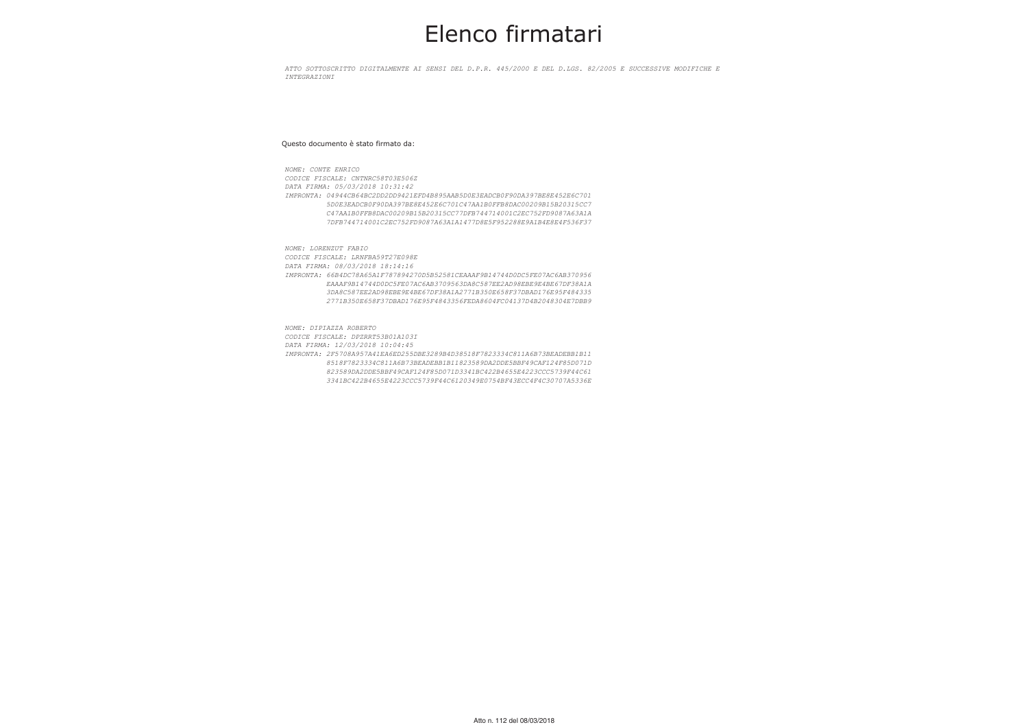# Elenco firmatari

*ATTO SOTTOSCRITTO DIGITALMENTE AI SENSI DEL D.P.R. 445/2000 E DEL D.LGS. 82/2005 E SUCCESSIVE MODIFICHE E INTEGRAZIONI*

Questo documento è stato firmato da:

*NOME: CONTE ENRICO*
*CODICE FISCALE: CNTNRC58T03E506Z*
*DATA FIRMA: 05/03/2018 10:31:42*
*IMPRONTA: 04944CB64BC2DD2DD9421EFD4B895AAB5D0E3EADCB0F90DA397BE8E452E6C701*
*5D0E3EADCB0F90DA397BE8E452E6C701C47AA1B0FFB8DAC00209B15B20315CC7*
*C47AA1B0FFB8DAC00209B15B20315CC77DFB744714001C2EC752FD9087A63A1A*
*7DFB744714001C2EC752FD9087A63A1A1477D8E5F952288E9A1B4E8E4F536F37*

*NOME: LORENZUT FABIO*
*CODICE FISCALE: LRNFBA59T27E098E*
*DATA FIRMA: 08/03/2018 18:14:16*
*IMPRONTA: 66B4DC78A65A1F787894270D5B52581CEAAAF9B14744D0DC5FE07AC6AB370956*
*EAAAF9B14744D0DC5FE07AC6AB3709563DA8C587EE2AD98EBE9E4BE67DF38A1A*
*3DA8C587EE2AD98EBE9E4BE67DF38A1A2771B350E658F37DBAD176E95F484335*
*2771B350E658F37DBAD176E95F4843356FEDA8604FC04137D4B2048304E7DBB9*

*NOME: DIPIAZZA ROBERTO*
*CODICE FISCALE: DPZRRT53B01A103I*
*DATA FIRMA: 12/03/2018 10:04:45*
*IMPRONTA: 2F5708A957A41EA6ED255DBE3289B4D38518F7823334C811A6B73BEADEBB1B11*
*8518F7823334C811A6B73BEADEBB1B11823589DA2DDE5BBF49CAF124F85D071D*
*823589DA2DDE5BBF49CAF124F85D071D3341BC422B4655E4223CCC5739F44C61*
*3341BC422B4655E4223CCC5739F44C6120349E0754BF43ECC4F4C30707A5336E*

Atto n. 112 del 08/03/2018